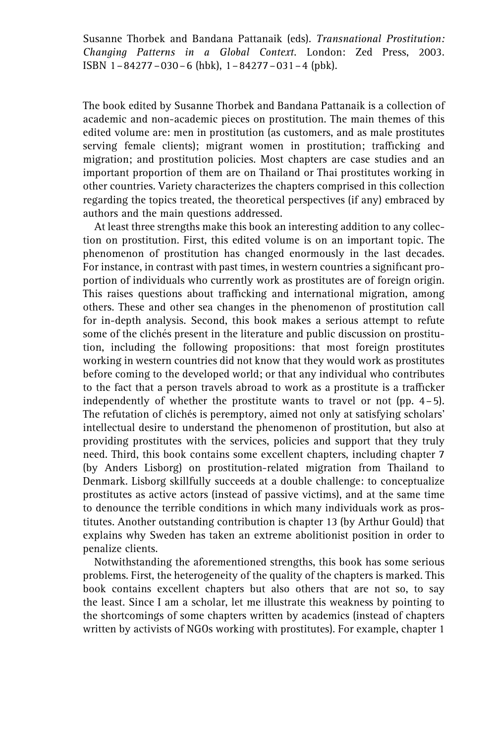Susanne Thorbek and Bandana Pattanaik (eds). *Transnational Prostitution: Changing Patterns in a Global Context.* London: Zed Press, 2003. ISBN 1–84277–030–6 (hbk), 1–84277–031–4 (pbk).

The book edited by Susanne Thorbek and Bandana Pattanaik is a collection of academic and non-academic pieces on prostitution. The main themes of this edited volume are: men in prostitution (as customers, and as male prostitutes serving female clients); migrant women in prostitution; trafficking and migration; and prostitution policies. Most chapters are case studies and an important proportion of them are on Thailand or Thai prostitutes working in other countries. Variety characterizes the chapters comprised in this collection regarding the topics treated, the theoretical perspectives (if any) embraced by authors and the main questions addressed.

At least three strengths make this book an interesting addition to any collection on prostitution. First, this edited volume is on an important topic. The phenomenon of prostitution has changed enormously in the last decades. For instance, in contrast with past times, in western countries a significant proportion of individuals who currently work as prostitutes are of foreign origin. This raises questions about trafficking and international migration, among others. These and other sea changes in the phenomenon of prostitution call for in-depth analysis. Second, this book makes a serious attempt to refute some of the clichés present in the literature and public discussion on prostitution, including the following propositions: that most foreign prostitutes working in western countries did not know that they would work as prostitutes before coming to the developed world; or that any individual who contributes to the fact that a person travels abroad to work as a prostitute is a trafficker independently of whether the prostitute wants to travel or not (pp. 4–5). The refutation of clichés is peremptory, aimed not only at satisfying scholars' intellectual desire to understand the phenomenon of prostitution, but also at providing prostitutes with the services, policies and support that they truly need. Third, this book contains some excellent chapters, including chapter 7 (by Anders Lisborg) on prostitution-related migration from Thailand to Denmark. Lisborg skillfully succeeds at a double challenge: to conceptualize prostitutes as active actors (instead of passive victims), and at the same time to denounce the terrible conditions in which many individuals work as prostitutes. Another outstanding contribution is chapter 13 (by Arthur Gould) that explains why Sweden has taken an extreme abolitionist position in order to penalize clients.

Notwithstanding the aforementioned strengths, this book has some serious problems. First, the heterogeneity of the quality of the chapters is marked. This book contains excellent chapters but also others that are not so, to say the least. Since I am a scholar, let me illustrate this weakness by pointing to the shortcomings of some chapters written by academics (instead of chapters written by activists of NGOs working with prostitutes). For example, chapter 1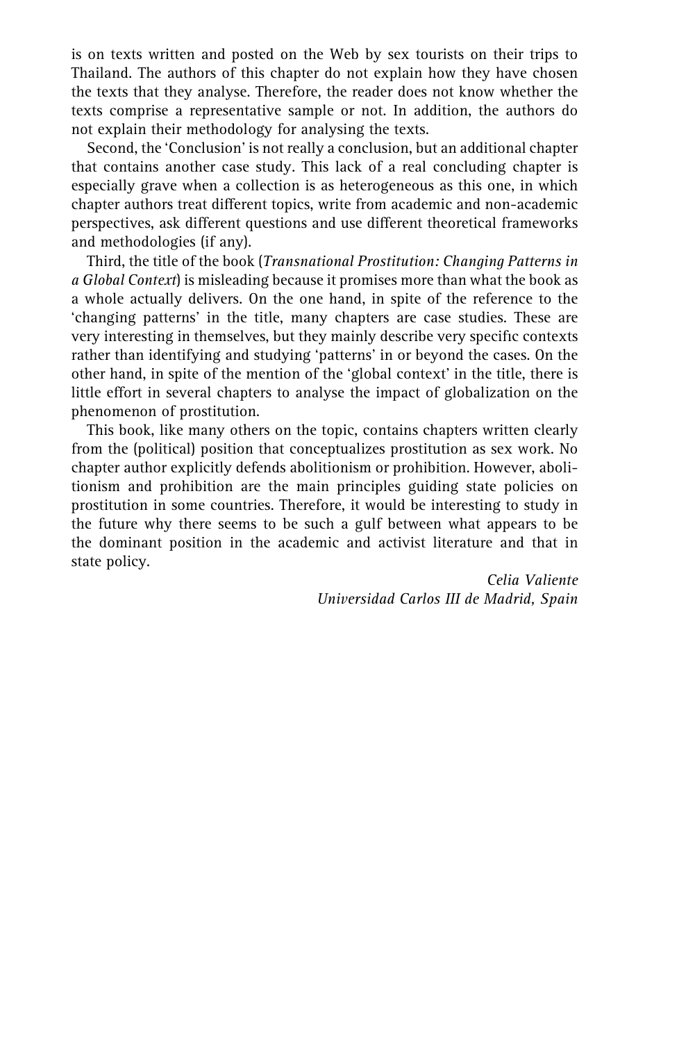is on texts written and posted on the Web by sex tourists on their trips to Thailand. The authors of this chapter do not explain how they have chosen the texts that they analyse. Therefore, the reader does not know whether the texts comprise a representative sample or not. In addition, the authors do not explain their methodology for analysing the texts.

Second, the 'Conclusion' is not really a conclusion, but an additional chapter that contains another case study. This lack of a real concluding chapter is especially grave when a collection is as heterogeneous as this one, in which chapter authors treat different topics, write from academic and non-academic perspectives, ask different questions and use different theoretical frameworks and methodologies (if any).

Third, the title of the book (*Transnational Prostitution: Changing Patterns in a Global Context*) is misleading because it promises more than what the book as a whole actually delivers. On the one hand, in spite of the reference to the 'changing patterns' in the title, many chapters are case studies. These are very interesting in themselves, but they mainly describe very specific contexts rather than identifying and studying 'patterns' in or beyond the cases. On the other hand, in spite of the mention of the 'global context' in the title, there is little effort in several chapters to analyse the impact of globalization on the phenomenon of prostitution.

This book, like many others on the topic, contains chapters written clearly from the (political) position that conceptualizes prostitution as sex work. No chapter author explicitly defends abolitionism or prohibition. However, abolitionism and prohibition are the main principles guiding state policies on prostitution in some countries. Therefore, it would be interesting to study in the future why there seems to be such a gulf between what appears to be the dominant position in the academic and activist literature and that in state policy.

*Celia Valiente*
*Universidad Carlos III de Madrid, Spain*